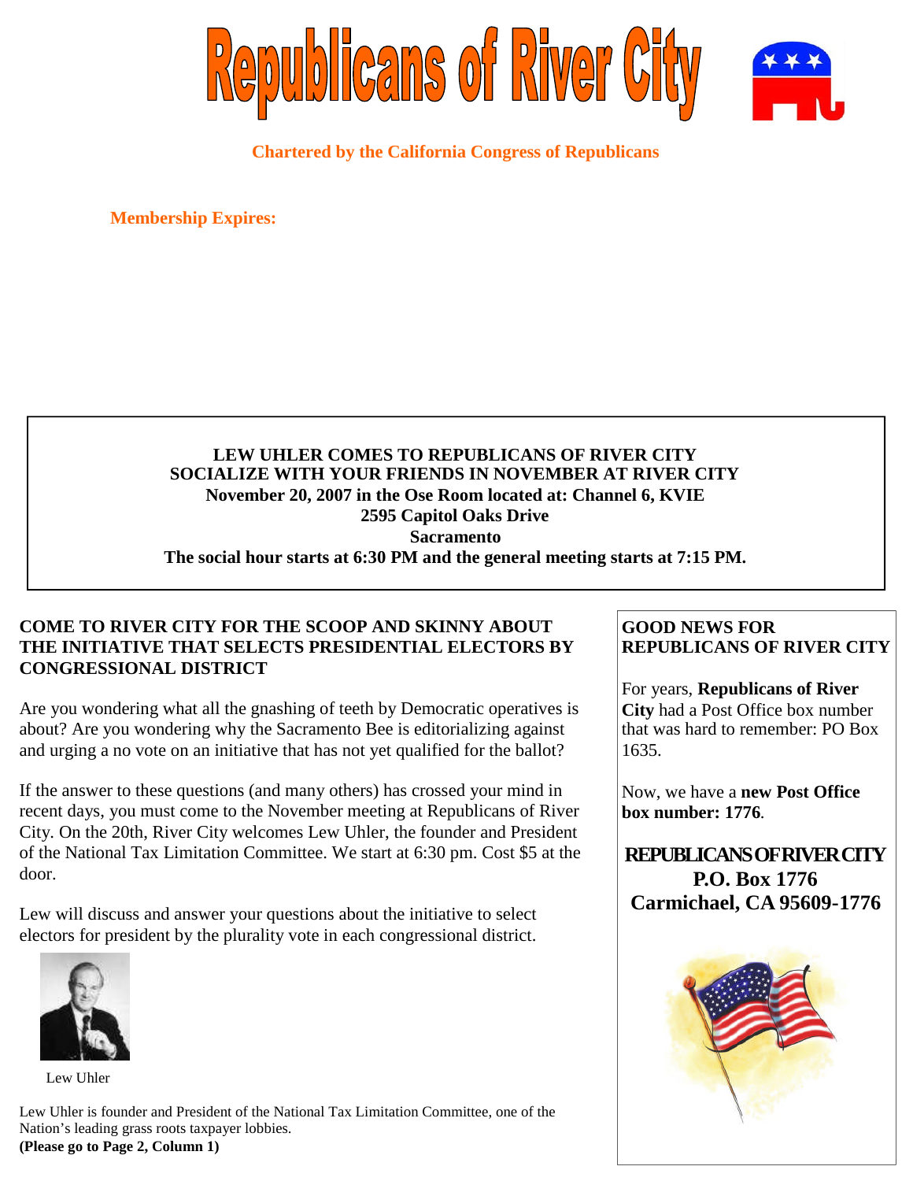# Republicans of River City

**Chartered by the California Congress of Republicans**

**Membership Expires:**

**LEW UHLER COMES TO REPUBLICANS OF RIVER CITY**
**SOCIALIZE WITH YOUR FRIENDS IN NOVEMBER AT RIVER CITY**
**November 20, 2007 in the Ose Room located at: Channel 6, KVIE**
**2595 Capitol Oaks Drive**
**Sacramento**
**The social hour starts at 6:30 PM and the general meeting starts at 7:15 PM.**

## COME TO RIVER CITY FOR THE SCOOP AND SKINNY ABOUT THE INITIATIVE THAT SELECTS PRESIDENTIAL ELECTORS BY CONGRESSIONAL DISTRICT

Are you wondering what all the gnashing of teeth by Democratic operatives is about? Are you wondering why the Sacramento Bee is editorializing against and urging a no vote on an initiative that has not yet qualified for the ballot?

If the answer to these questions (and many others) has crossed your mind in recent days, you must come to the November meeting at Republicans of River City. On the 20th, River City welcomes Lew Uhler, the founder and President of the National Tax Limitation Committee. We start at 6:30 pm. Cost $5 at the door.

Lew will discuss and answer your questions about the initiative to select electors for president by the plurality vote in each congressional district.

Lew Uhler

Lew Uhler is founder and President of the National Tax Limitation Committee, one of the Nation's leading grass roots taxpayer lobbies.
**(Please go to Page 2, Column 1)**

## GOOD NEWS FOR REPUBLICANS OF RIVER CITY

For years, **Republicans of River City** had a Post Office box number that was hard to remember: PO Box 1635.

Now, we have a **new Post Office box number: 1776**.

**REPUBLICANS OF RIVER CITY**
**P.O. Box 1776**
**Carmichael, CA 95609-1776**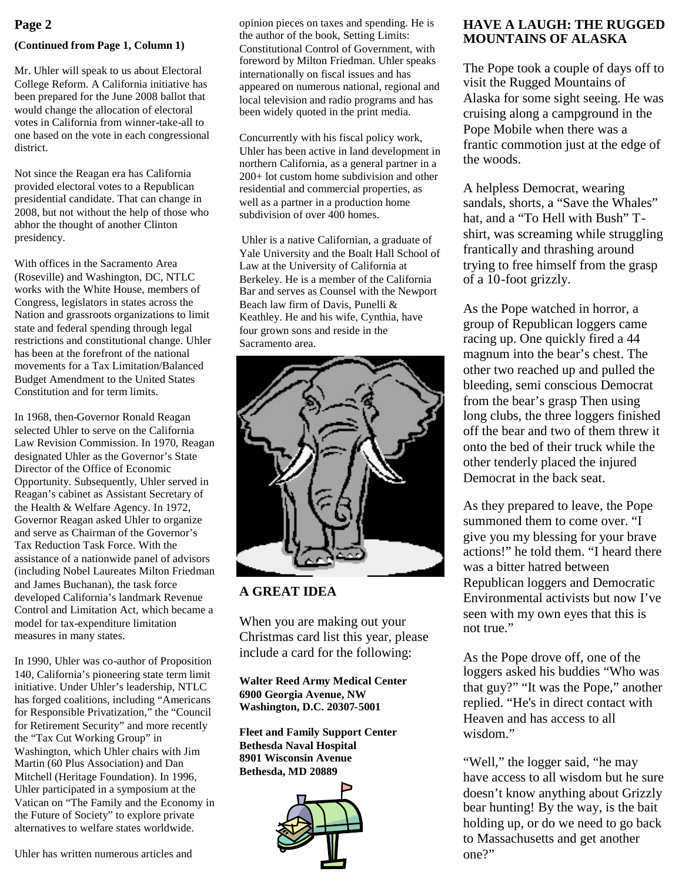**(Continued from Page 1, Column 1)**

Mr. Uhler will speak to us about Electoral College Reform. A California initiative has been prepared for the June 2008 ballot that would change the allocation of electoral votes in California from winner-take-all to one based on the vote in each congressional district.

Not since the Reagan era has California provided electoral votes to a Republican presidential candidate. That can change in 2008, but not without the help of those who abhor the thought of another Clinton presidency.

With offices in the Sacramento Area (Roseville) and Washington, DC, NTLC works with the White House, members of Congress, legislators in states across the Nation and grassroots organizations to limit state and federal spending through legal restrictions and constitutional change. Uhler has been at the forefront of the national movements for a Tax Limitation/Balanced Budget Amendment to the United States Constitution and for term limits.

In 1968, then-Governor Ronald Reagan selected Uhler to serve on the California Law Revision Commission. In 1970, Reagan designated Uhler as the Governor's State Director of the Office of Economic Opportunity. Subsequently, Uhler served in Reagan's cabinet as Assistant Secretary of the Health & Welfare Agency. In 1972, Governor Reagan asked Uhler to organize and serve as Chairman of the Governor's Tax Reduction Task Force. With the assistance of a nationwide panel of advisors (including Nobel Laureates Milton Friedman and James Buchanan), the task force developed California's landmark Revenue Control and Limitation Act, which became a model for tax-expenditure limitation measures in many states.

In 1990, Uhler was co-author of Proposition 140, California's pioneering state term limit initiative. Under Uhler's leadership, NTLC has forged coalitions, including "Americans for Responsible Privatization," the "Council for Retirement Security" and more recently the "Tax Cut Working Group" in Washington, which Uhler chairs with Jim Martin (60 Plus Association) and Dan Mitchell (Heritage Foundation). In 1996, Uhler participated in a symposium at the Vatican on "The Family and the Economy in the Future of Society" to explore private alternatives to welfare states worldwide.

Uhler has written numerous articles and opinion pieces on taxes and spending. He is the author of the book, Setting Limits: Constitutional Control of Government, with foreword by Milton Friedman. Uhler speaks internationally on fiscal issues and has appeared on numerous national, regional and local television and radio programs and has been widely quoted in the print media.

Concurrently with his fiscal policy work, Uhler has been active in land development in northern California, as a general partner in a 200+ lot custom home subdivision and other residential and commercial properties, as well as a partner in a production home subdivision of over 400 homes.

Uhler is a native Californian, a graduate of Yale University and the Boalt Hall School of Law at the University of California at Berkeley. He is a member of the California Bar and serves as Counsel with the Newport Beach law firm of Davis, Punelli & Keathley. He and his wife, Cynthia, have four grown sons and reside in the Sacramento area.

## A GREAT IDEA

When you are making out your Christmas card list this year, please include a card for the following:

**Walter Reed Army Medical Center**
**6900 Georgia Avenue, NW**
**Washington, D.C. 20307-5001**

**Fleet and Family Support Center**
**Bethesda Naval Hospital**
**8901 Wisconsin Avenue**
**Bethesda, MD 20889**

## HAVE A LAUGH: THE RUGGED MOUNTAINS OF ALASKA

The Pope took a couple of days off to visit the Rugged Mountains of Alaska for some sight seeing. He was cruising along a campground in the Pope Mobile when there was a frantic commotion just at the edge of the woods.

A helpless Democrat, wearing sandals, shorts, a "Save the Whales" hat, and a "To Hell with Bush" T-shirt, was screaming while struggling frantically and thrashing around trying to free himself from the grasp of a 10-foot grizzly.

As the Pope watched in horror, a group of Republican loggers came racing up. One quickly fired a 44 magnum into the bear's chest. The other two reached up and pulled the bleeding, semi conscious Democrat from the bear's grasp Then using long clubs, the three loggers finished off the bear and two of them threw it onto the bed of their truck while the other tenderly placed the injured Democrat in the back seat.

As they prepared to leave, the Pope summoned them to come over. "I give you my blessing for your brave actions!" he told them. "I heard there was a bitter hatred between Republican loggers and Democratic Environmental activists but now I've seen with my own eyes that this is not true."

As the Pope drove off, one of the loggers asked his buddies "Who was that guy?" "It was the Pope," another replied. "He's in direct contact with Heaven and has access to all wisdom."

"Well," the logger said, "he may have access to all wisdom but he sure doesn't know anything about Grizzly bear hunting! By the way, is the bait holding up, or do we need to go back to Massachusetts and get another one?"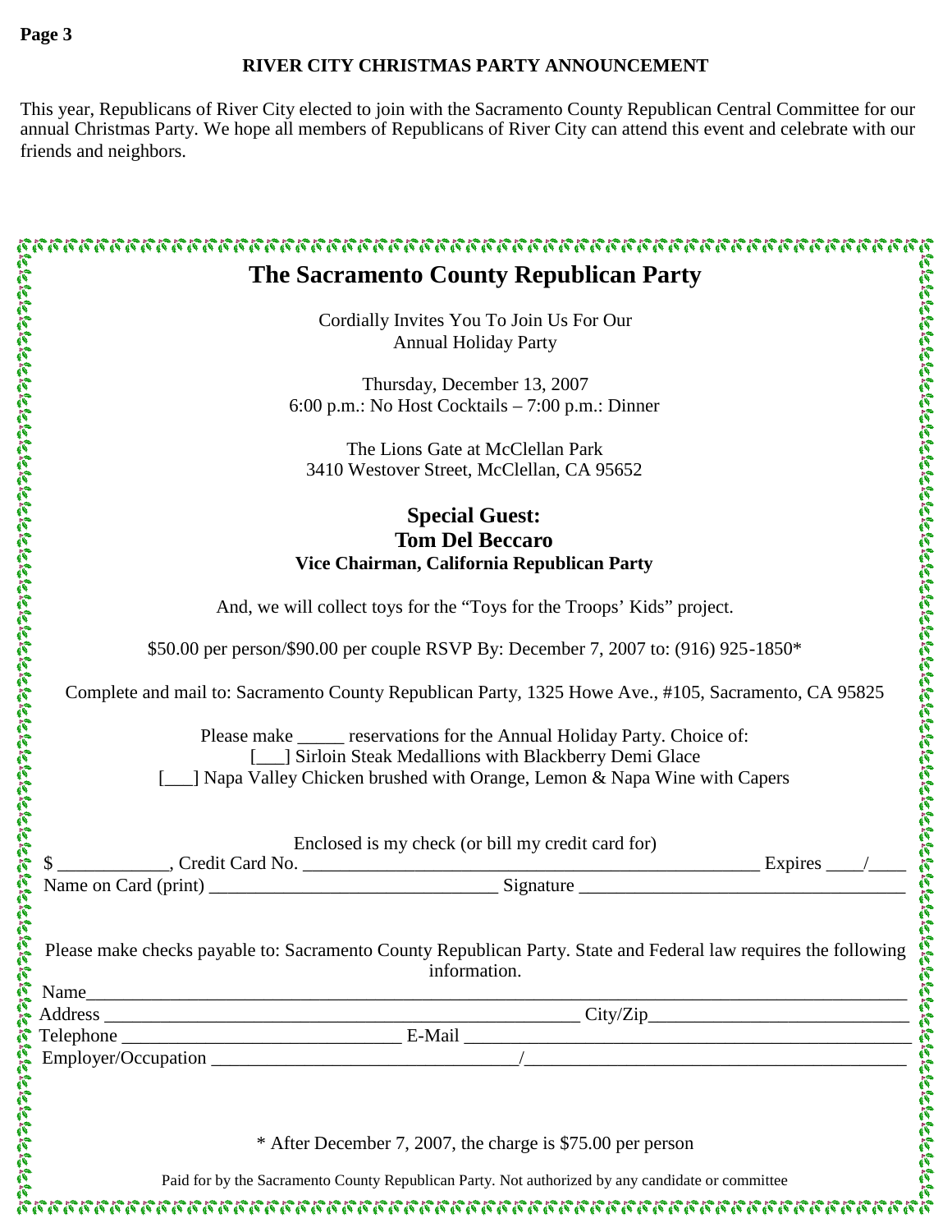## RIVER CITY CHRISTMAS PARTY ANNOUNCEMENT

This year, Republicans of River City elected to join with the Sacramento County Republican Central Committee for our annual Christmas Party. We hope all members of Republicans of River City can attend this event and celebrate with our friends and neighbors.

# The Sacramento County Republican Party

Cordially Invites You To Join Us For Our
Annual Holiday Party

Thursday, December 13, 2007
6:00 p.m.: No Host Cocktails – 7:00 p.m.: Dinner

The Lions Gate at McClellan Park
3410 Westover Street, McClellan, CA 95652

## Special Guest:
## Tom Del Beccaro
**Vice Chairman, California Republican Party**

And, we will collect toys for the "Toys for the Troops' Kids" project.

$50.00 per person/$90.00 per couple RSVP By: December 7, 2007 to: (916) 925-1850*

Complete and mail to: Sacramento County Republican Party, 1325 Howe Ave., #105, Sacramento, CA 95825

Please make _____ reservations for the Annual Holiday Party. Choice of:
[___] Sirloin Steak Medallions with Blackberry Demi Glace
[___] Napa Valley Chicken brushed with Orange, Lemon & Napa Wine with Capers

Enclosed is my check (or bill my credit card for)
$ ____________, Credit Card No. __________________________________________________ Expires ____/____
Name on Card (print) ______________________________ Signature __________________________________

Please make checks payable to: Sacramento County Republican Party. State and Federal law requires the following information.

Name_____________________________________________________________________________
Address ___________________________________________________ City/Zip__________________________
Telephone _____________________________ E-Mail _______________________________________________
Employer/Occupation _______________________________/________________________________________

\* After December 7, 2007, the charge is $75.00 per person

Paid for by the Sacramento County Republican Party. Not authorized by any candidate or committee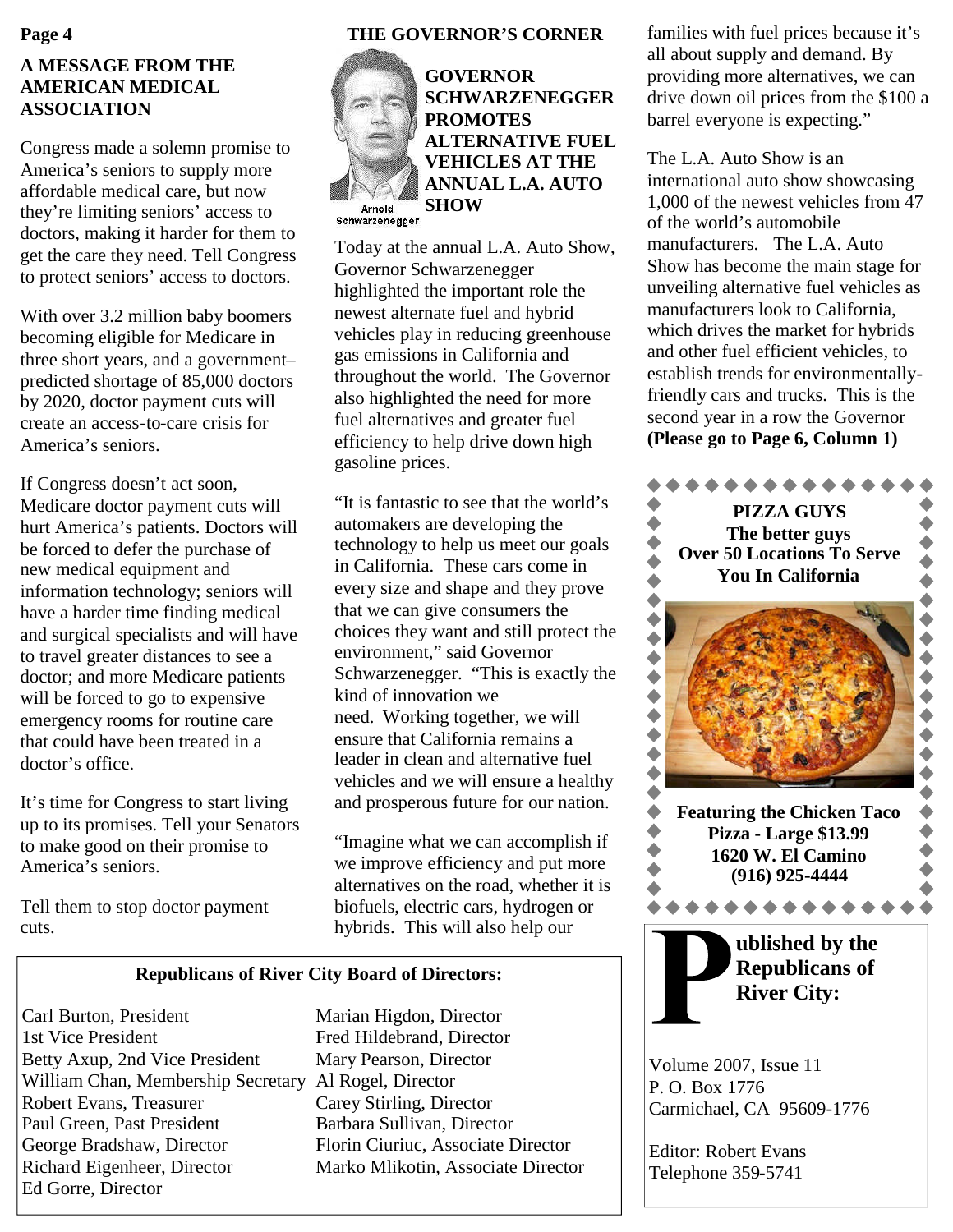## A MESSAGE FROM THE AMERICAN MEDICAL ASSOCIATION

Congress made a solemn promise to America's seniors to supply more affordable medical care, but now they're limiting seniors' access to doctors, making it harder for them to get the care they need. Tell Congress to protect seniors' access to doctors.

With over 3.2 million baby boomers becoming eligible for Medicare in three short years, and a government–predicted shortage of 85,000 doctors by 2020, doctor payment cuts will create an access-to-care crisis for America's seniors.

If Congress doesn't act soon, Medicare doctor payment cuts will hurt America's patients. Doctors will be forced to defer the purchase of new medical equipment and information technology; seniors will have a harder time finding medical and surgical specialists and will have to travel greater distances to see a doctor; and more Medicare patients will be forced to go to expensive emergency rooms for routine care that could have been treated in a doctor's office.

It's time for Congress to start living up to its promises. Tell your Senators to make good on their promise to America's seniors.

Tell them to stop doctor payment cuts.

## THE GOVERNOR'S CORNER

Arnold Schwarzenegger

### GOVERNOR SCHWARZENEGGER PROMOTES ALTERNATIVE FUEL VEHICLES AT THE ANNUAL L.A. AUTO SHOW

Today at the annual L.A. Auto Show, Governor Schwarzenegger highlighted the important role the newest alternate fuel and hybrid vehicles play in reducing greenhouse gas emissions in California and throughout the world. The Governor also highlighted the need for more fuel alternatives and greater fuel efficiency to help drive down high gasoline prices.

"It is fantastic to see that the world's automakers are developing the technology to help us meet our goals in California. These cars come in every size and shape and they prove that we can give consumers the choices they want and still protect the environment," said Governor Schwarzenegger. "This is exactly the kind of innovation we need. Working together, we will ensure that California remains a leader in clean and alternative fuel vehicles and we will ensure a healthy and prosperous future for our nation.

"Imagine what we can accomplish if we improve efficiency and put more alternatives on the road, whether it is biofuels, electric cars, hydrogen or hybrids. This will also help our families with fuel prices because it's all about supply and demand. By providing more alternatives, we can drive down oil prices from the $100 a barrel everyone is expecting."

The L.A. Auto Show is an international auto show showcasing 1,000 of the newest vehicles from 47 of the world's automobile manufacturers. The L.A. Auto Show has become the main stage for unveiling alternative fuel vehicles as manufacturers look to California, which drives the market for hybrids and other fuel efficient vehicles, to establish trends for environmentally-friendly cars and trucks. This is the second year in a row the Governor **(Please go to Page 6, Column 1)**

**PIZZA GUYS**
**The better guys**
**Over 50 Locations To Serve You In California**

**Featuring the Chicken Taco Pizza - Large $13.99**
**1620 W. El Camino**
**(916) 925-4444**

### Republicans of River City Board of Directors:

Carl Burton, President
1st Vice President
Betty Axup, 2nd Vice President
William Chan, Membership Secretary
Robert Evans, Treasurer
Paul Green, Past President
George Bradshaw, Director
Richard Eigenheer, Director
Ed Gorre, Director
Marian Higdon, Director
Fred Hildebrand, Director
Mary Pearson, Director
Al Rogel, Director
Carey Stirling, Director
Barbara Sullivan, Director
Florin Ciuriuc, Associate Director
Marko Mlikotin, Associate Director

**Published by the Republicans of River City:**

Volume 2007, Issue 11
P. O. Box 1776
Carmichael, CA 95609-1776

Editor: Robert Evans
Telephone 359-5741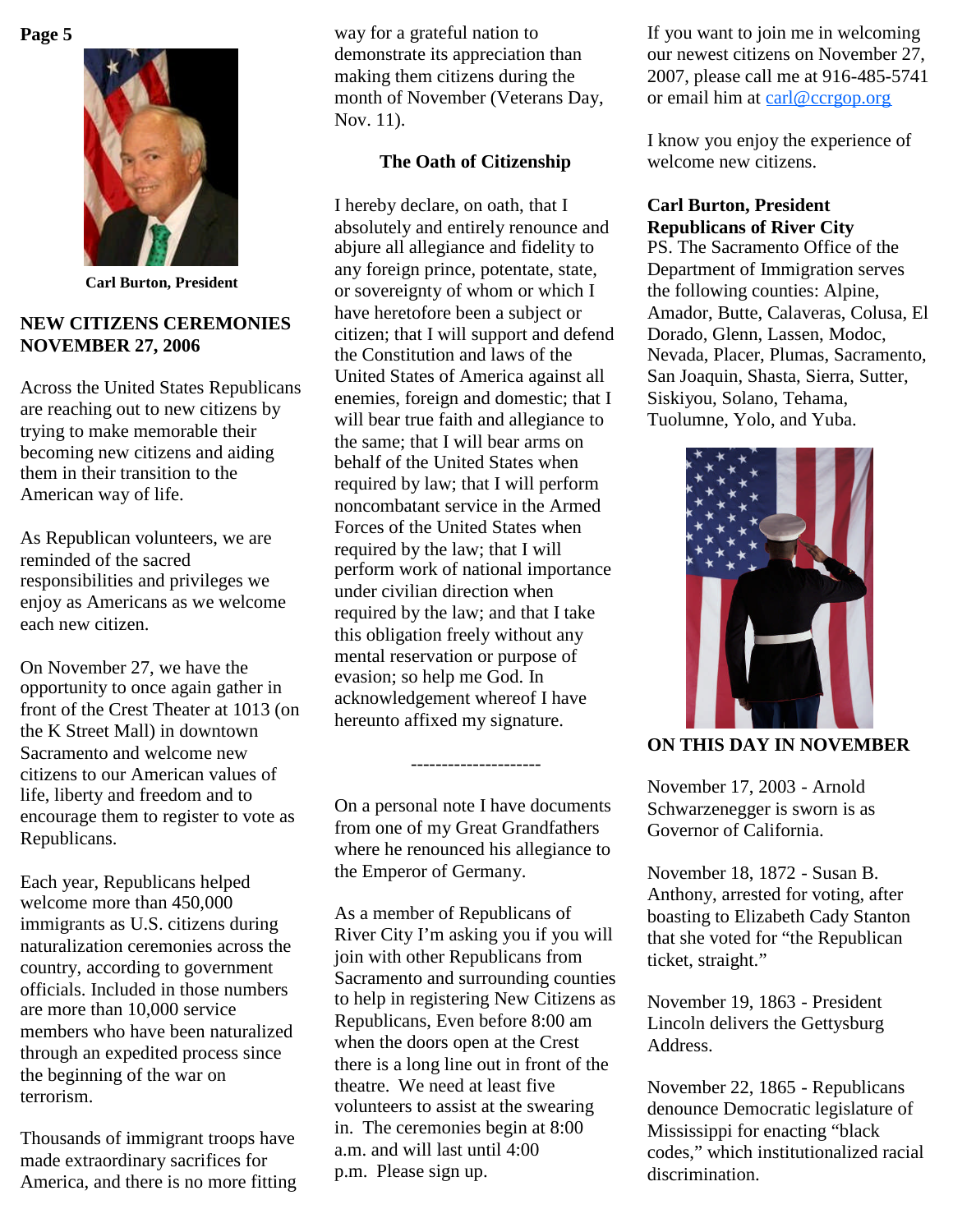Carl Burton, President

## NEW CITIZENS CEREMONIES NOVEMBER 27, 2006

Across the United States Republicans are reaching out to new citizens by trying to make memorable their becoming new citizens and aiding them in their transition to the American way of life.

As Republican volunteers, we are reminded of the sacred responsibilities and privileges we enjoy as Americans as we welcome each new citizen.

On November 27, we have the opportunity to once again gather in front of the Crest Theater at 1013 (on the K Street Mall) in downtown Sacramento and welcome new citizens to our American values of life, liberty and freedom and to encourage them to register to vote as Republicans.

Each year, Republicans helped welcome more than 450,000 immigrants as U.S. citizens during naturalization ceremonies across the country, according to government officials. Included in those numbers are more than 10,000 service members who have been naturalized through an expedited process since the beginning of the war on terrorism.

Thousands of immigrant troops have made extraordinary sacrifices for America, and there is no more fitting way for a grateful nation to demonstrate its appreciation than making them citizens during the month of November (Veterans Day, Nov. 11).

### The Oath of Citizenship

I hereby declare, on oath, that I absolutely and entirely renounce and abjure all allegiance and fidelity to any foreign prince, potentate, state, or sovereignty of whom or which I have heretofore been a subject or citizen; that I will support and defend the Constitution and laws of the United States of America against all enemies, foreign and domestic; that I will bear true faith and allegiance to the same; that I will bear arms on behalf of the United States when required by law; that I will perform noncombatant service in the Armed Forces of the United States when required by the law; that I will perform work of national importance under civilian direction when required by the law; and that I take this obligation freely without any mental reservation or purpose of evasion; so help me God. In acknowledgement whereof I have hereunto affixed my signature.

---------------------

On a personal note I have documents from one of my Great Grandfathers where he renounced his allegiance to the Emperor of Germany.

As a member of Republicans of River City I'm asking you if you will join with other Republicans from Sacramento and surrounding counties to help in registering New Citizens as Republicans, Even before 8:00 am when the doors open at the Crest there is a long line out in front of the theatre. We need at least five volunteers to assist at the swearing in. The ceremonies begin at 8:00 a.m. and will last until 4:00 p.m. Please sign up.

If you want to join me in welcoming our newest citizens on November 27, 2007, please call me at 916-485-5741 or email him at carl@ccrgop.org

I know you enjoy the experience of welcome new citizens.

**Carl Burton, President**
**Republicans of River City**
PS. The Sacramento Office of the Department of Immigration serves the following counties: Alpine, Amador, Butte, Calaveras, Colusa, El Dorado, Glenn, Lassen, Modoc, Nevada, Placer, Plumas, Sacramento, San Joaquin, Shasta, Sierra, Sutter, Siskiyou, Solano, Tehama, Tuolumne, Yolo, and Yuba.

## ON THIS DAY IN NOVEMBER

November 17, 2003 - Arnold Schwarzenegger is sworn is as Governor of California.

November 18, 1872 - Susan B. Anthony, arrested for voting, after boasting to Elizabeth Cady Stanton that she voted for "the Republican ticket, straight."

November 19, 1863 - President Lincoln delivers the Gettysburg Address.

November 22, 1865 - Republicans denounce Democratic legislature of Mississippi for enacting "black codes," which institutionalized racial discrimination.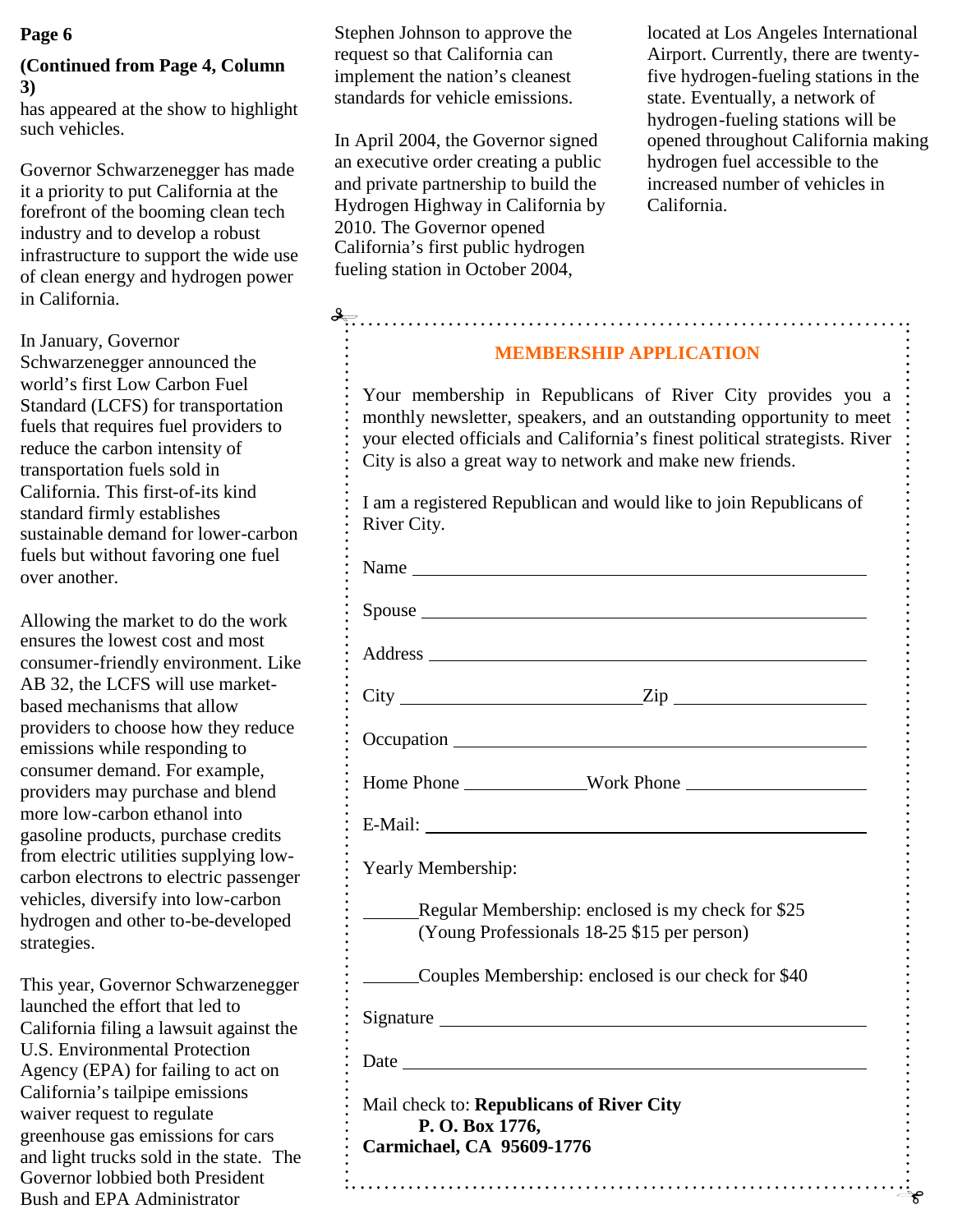**(Continued from Page 4, Column 3)**

has appeared at the show to highlight such vehicles.

Governor Schwarzenegger has made it a priority to put California at the forefront of the booming clean tech industry and to develop a robust infrastructure to support the wide use of clean energy and hydrogen power in California.

In January, Governor Schwarzenegger announced the world's first Low Carbon Fuel Standard (LCFS) for transportation fuels that requires fuel providers to reduce the carbon intensity of transportation fuels sold in California. This first-of-its kind standard firmly establishes sustainable demand for lower-carbon fuels but without favoring one fuel over another.

Allowing the market to do the work ensures the lowest cost and most consumer-friendly environment. Like AB 32, the LCFS will use market-based mechanisms that allow providers to choose how they reduce emissions while responding to consumer demand. For example, providers may purchase and blend more low-carbon ethanol into gasoline products, purchase credits from electric utilities supplying low-carbon electrons to electric passenger vehicles, diversify into low-carbon hydrogen and other to-be-developed strategies.

This year, Governor Schwarzenegger launched the effort that led to California filing a lawsuit against the U.S. Environmental Protection Agency (EPA) for failing to act on California's tailpipe emissions waiver request to regulate greenhouse gas emissions for cars and light trucks sold in the state. The Governor lobbied both President Bush and EPA Administrator Stephen Johnson to approve the request so that California can implement the nation's cleanest standards for vehicle emissions.

In April 2004, the Governor signed an executive order creating a public and private partnership to build the Hydrogen Highway in California by 2010. The Governor opened California's first public hydrogen fueling station in October 2004, located at Los Angeles International Airport. Currently, there are twenty-five hydrogen-fueling stations in the state. Eventually, a network of hydrogen-fueling stations will be opened throughout California making hydrogen fuel accessible to the increased number of vehicles in California.

## MEMBERSHIP APPLICATION

Your membership in Republicans of River City provides you a monthly newsletter, speakers, and an outstanding opportunity to meet your elected officials and California's finest political strategists. River City is also a great way to network and make new friends.

I am a registered Republican and would like to join Republicans of River City.

Name ____________________________________________

Spouse ___________________________________________

Address __________________________________________

City ________________________ Zip ___________________

Occupation ________________________________________

Home Phone _____________ Work Phone ___________________

E-Mail: ___________________________________________

Yearly Membership:

______Regular Membership: enclosed is my check for $25
(Young Professionals 18-25 $15 per person)

______Couples Membership: enclosed is our check for $40

Signature _________________________________________

Date ____________________________________________

Mail check to: **Republicans of River City**
**P. O. Box 1776,**
**Carmichael, CA 95609-1776**